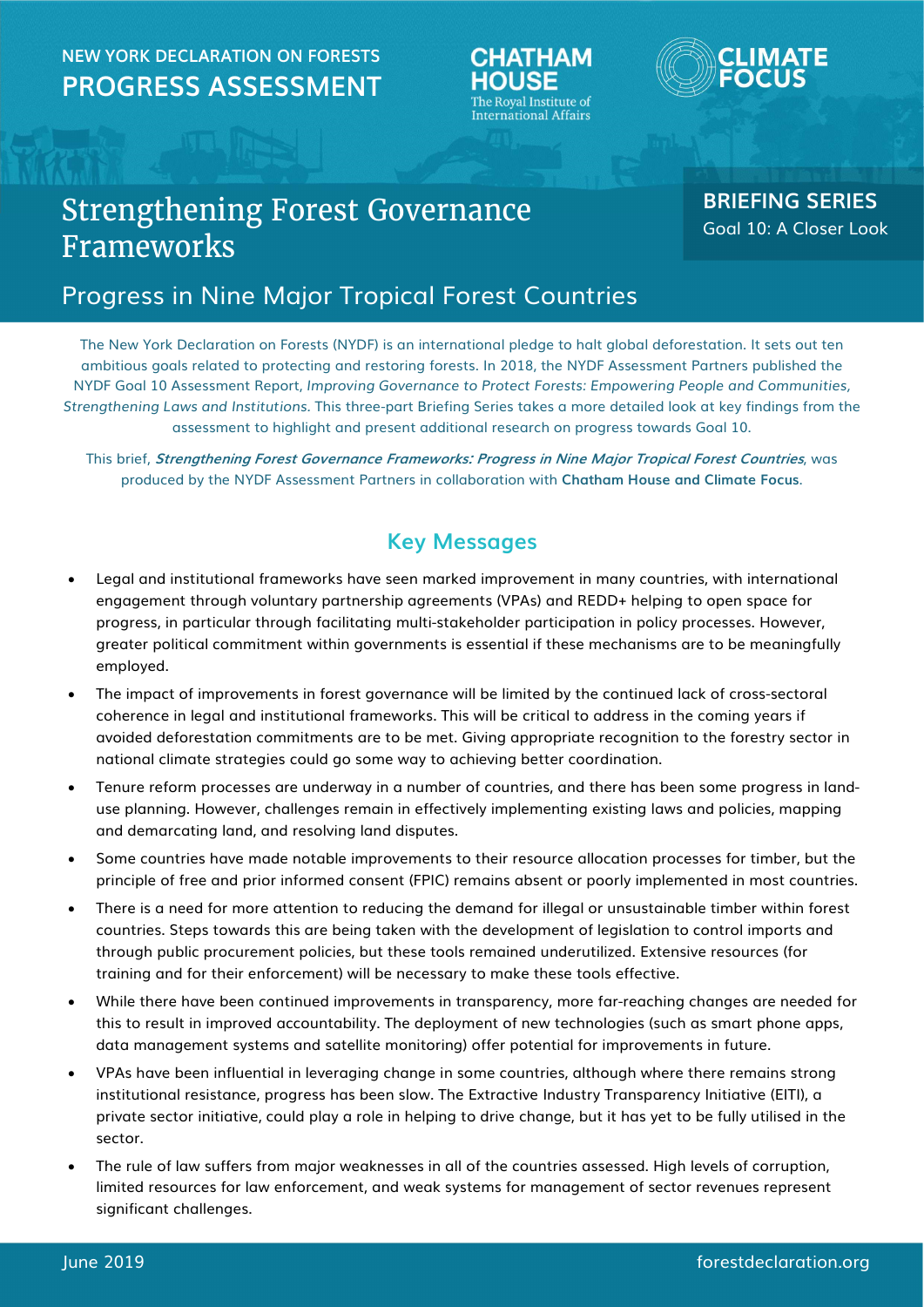NEW YORK DECLARATION ON FORESTS
**PROGRESS ASSESSMENT**

CHATHAM HOUSE
The Royal Institute of International Affairs

CLIMATE FOCUS

# Strengthening Forest Governance Frameworks

**BRIEFING SERIES**
Goal 10: A Closer Look

## Progress in Nine Major Tropical Forest Countries

The New York Declaration on Forests (NYDF) is an international pledge to halt global deforestation. It sets out ten ambitious goals related to protecting and restoring forests. In 2018, the NYDF Assessment Partners published the NYDF Goal 10 Assessment Report, *Improving Governance to Protect Forests: Empowering People and Communities, Strengthening Laws and Institutions.* This three-part Briefing Series takes a more detailed look at key findings from the assessment to highlight and present additional research on progress towards Goal 10.

This brief, ***Strengthening Forest Governance Frameworks: Progress in Nine Major Tropical Forest Countries***, was produced by the NYDF Assessment Partners in collaboration with **Chatham House and Climate Focus**.

## Key Messages

- Legal and institutional frameworks have seen marked improvement in many countries, with international engagement through voluntary partnership agreements (VPAs) and REDD+ helping to open space for progress, in particular through facilitating multi-stakeholder participation in policy processes. However, greater political commitment within governments is essential if these mechanisms are to be meaningfully employed.
- The impact of improvements in forest governance will be limited by the continued lack of cross-sectoral coherence in legal and institutional frameworks. This will be critical to address in the coming years if avoided deforestation commitments are to be met. Giving appropriate recognition to the forestry sector in national climate strategies could go some way to achieving better coordination.
- Tenure reform processes are underway in a number of countries, and there has been some progress in land-use planning. However, challenges remain in effectively implementing existing laws and policies, mapping and demarcating land, and resolving land disputes.
- Some countries have made notable improvements to their resource allocation processes for timber, but the principle of free and prior informed consent (FPIC) remains absent or poorly implemented in most countries.
- There is a need for more attention to reducing the demand for illegal or unsustainable timber within forest countries. Steps towards this are being taken with the development of legislation to control imports and through public procurement policies, but these tools remained underutilized. Extensive resources (for training and for their enforcement) will be necessary to make these tools effective.
- While there have been continued improvements in transparency, more far-reaching changes are needed for this to result in improved accountability. The deployment of new technologies (such as smart phone apps, data management systems and satellite monitoring) offer potential for improvements in future.
- VPAs have been influential in leveraging change in some countries, although where there remains strong institutional resistance, progress has been slow. The Extractive Industry Transparency Initiative (EITI), a private sector initiative, could play a role in helping to drive change, but it has yet to be fully utilised in the sector.
- The rule of law suffers from major weaknesses in all of the countries assessed. High levels of corruption, limited resources for law enforcement, and weak systems for management of sector revenues represent significant challenges.

June 2019 forestdeclaration.org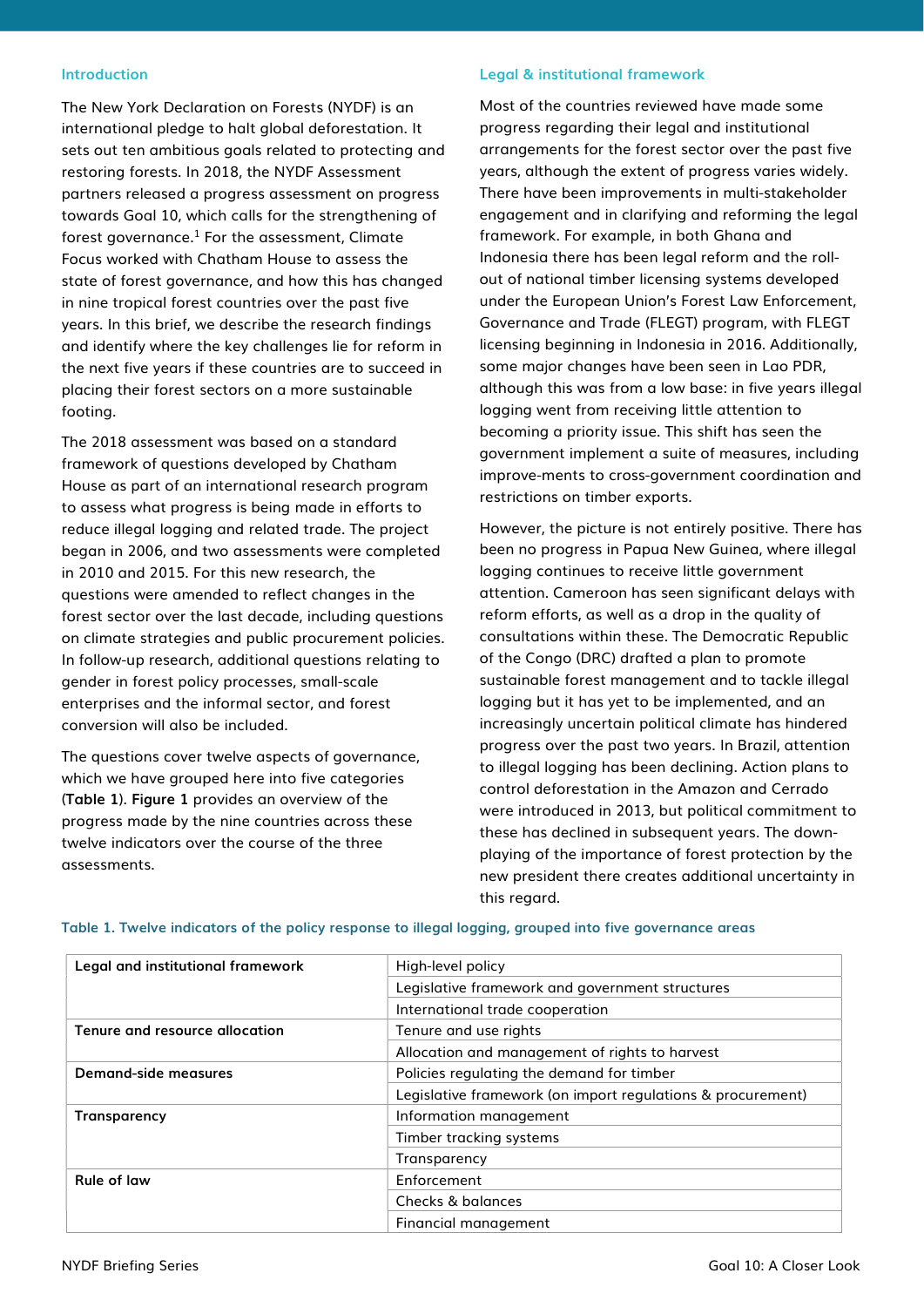## Introduction

The New York Declaration on Forests (NYDF) is an international pledge to halt global deforestation. It sets out ten ambitious goals related to protecting and restoring forests. In 2018, the NYDF Assessment partners released a progress assessment on progress towards Goal 10, which calls for the strengthening of forest governance.[1] For the assessment, Climate Focus worked with Chatham House to assess the state of forest governance, and how this has changed in nine tropical forest countries over the past five years. In this brief, we describe the research findings and identify where the key challenges lie for reform in the next five years if these countries are to succeed in placing their forest sectors on a more sustainable footing.

The 2018 assessment was based on a standard framework of questions developed by Chatham House as part of an international research program to assess what progress is being made in efforts to reduce illegal logging and related trade. The project began in 2006, and two assessments were completed in 2010 and 2015. For this new research, the questions were amended to reflect changes in the forest sector over the last decade, including questions on climate strategies and public procurement policies. In follow-up research, additional questions relating to gender in forest policy processes, small-scale enterprises and the informal sector, and forest conversion will also be included.

The questions cover twelve aspects of governance, which we have grouped here into five categories (**Table 1**). **Figure 1** provides an overview of the progress made by the nine countries across these twelve indicators over the course of the three assessments.

## Legal & institutional framework

Most of the countries reviewed have made some progress regarding their legal and institutional arrangements for the forest sector over the past five years, although the extent of progress varies widely. There have been improvements in multi-stakeholder engagement and in clarifying and reforming the legal framework. For example, in both Ghana and Indonesia there has been legal reform and the roll-out of national timber licensing systems developed under the European Union's Forest Law Enforcement, Governance and Trade (FLEGT) program, with FLEGT licensing beginning in Indonesia in 2016. Additionally, some major changes have been seen in Lao PDR, although this was from a low base: in five years illegal logging went from receiving little attention to becoming a priority issue. This shift has seen the government implement a suite of measures, including improve-ments to cross-government coordination and restrictions on timber exports.

However, the picture is not entirely positive. There has been no progress in Papua New Guinea, where illegal logging continues to receive little government attention. Cameroon has seen significant delays with reform efforts, as well as a drop in the quality of consultations within these. The Democratic Republic of the Congo (DRC) drafted a plan to promote sustainable forest management and to tackle illegal logging but it has yet to be implemented, and an increasingly uncertain political climate has hindered progress over the past two years. In Brazil, attention to illegal logging has been declining. Action plans to control deforestation in the Amazon and Cerrado were introduced in 2013, but political commitment to these has declined in subsequent years. The down-playing of the importance of forest protection by the new president there creates additional uncertainty in this regard.

**Table 1. Twelve indicators of the policy response to illegal logging, grouped into five governance areas**

| Governance area | Indicator |
|---|---|
| **Legal and institutional framework** | High-level policy |
| | Legislative framework and government structures |
| | International trade cooperation |
| **Tenure and resource allocation** | Tenure and use rights |
| | Allocation and management of rights to harvest |
| **Demand-side measures** | Policies regulating the demand for timber |
| | Legislative framework (on import regulations & procurement) |
| **Transparency** | Information management |
| | Timber tracking systems |
| | Transparency |
| **Rule of law** | Enforcement |
| | Checks & balances |
| | Financial management |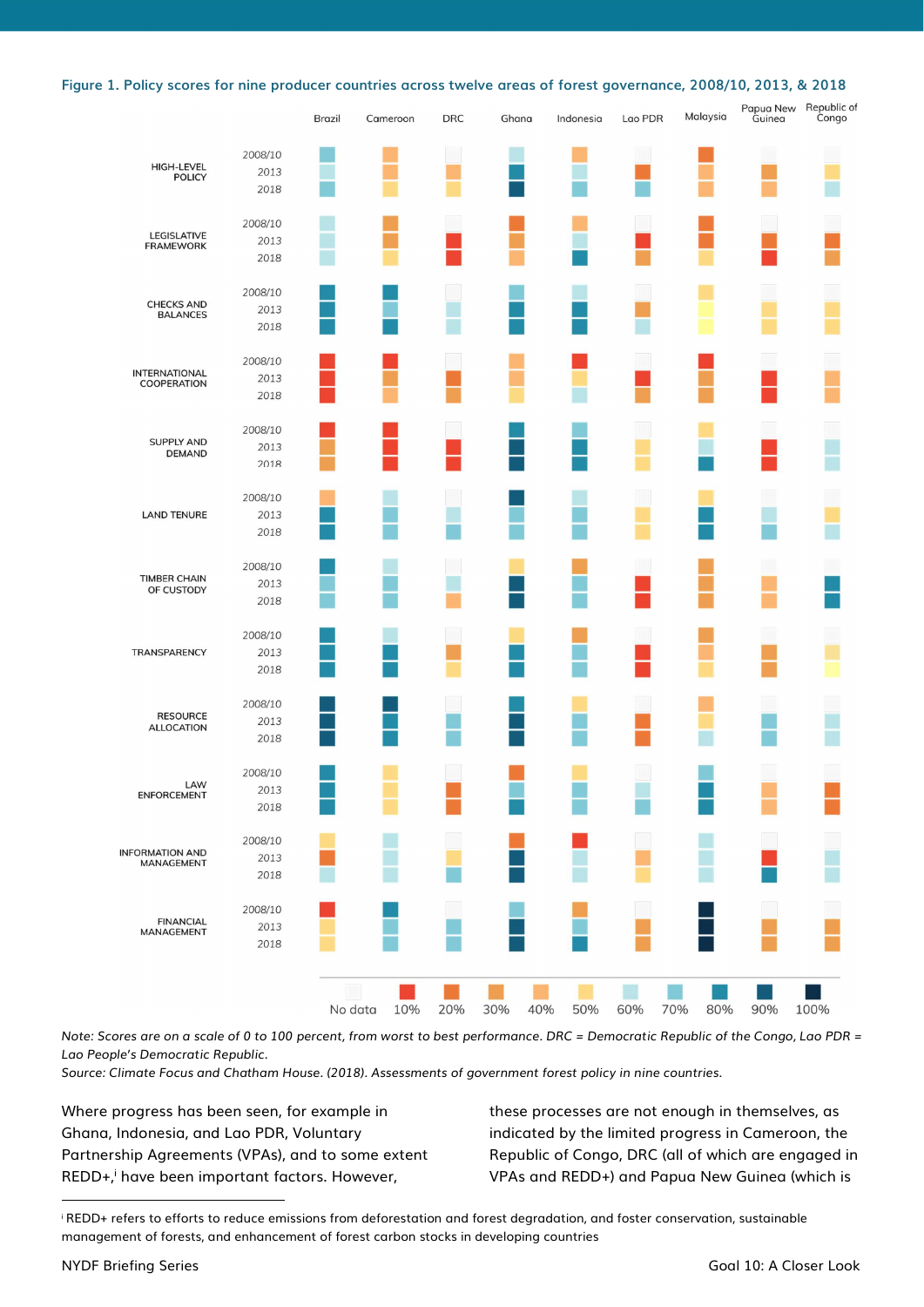**Figure 1. Policy scores for nine producer countries across twelve areas of forest governance, 2008/10, 2013, & 2018**

Note: *Scores are on a scale of 0 to 100 percent, from worst to best performance. DRC = Democratic Republic of the Congo, Lao PDR = Lao People's Democratic Republic.*

*Source: Climate Focus and Chatham House. (2018). Assessments of government forest policy in nine countries.*

Where progress has been seen, for example in Ghana, Indonesia, and Lao PDR, Voluntary Partnership Agreements (VPAs), and to some extent REDD+,[i] have been important factors. However, these processes are not enough in themselves, as indicated by the limited progress in Cameroon, the Republic of Congo, DRC (all of which are engaged in VPAs and REDD+) and Papua New Guinea (which is

---

[i] REDD+ refers to efforts to reduce emissions from deforestation and forest degradation, and foster conservation, sustainable management of forests, and enhancement of forest carbon stocks in developing countries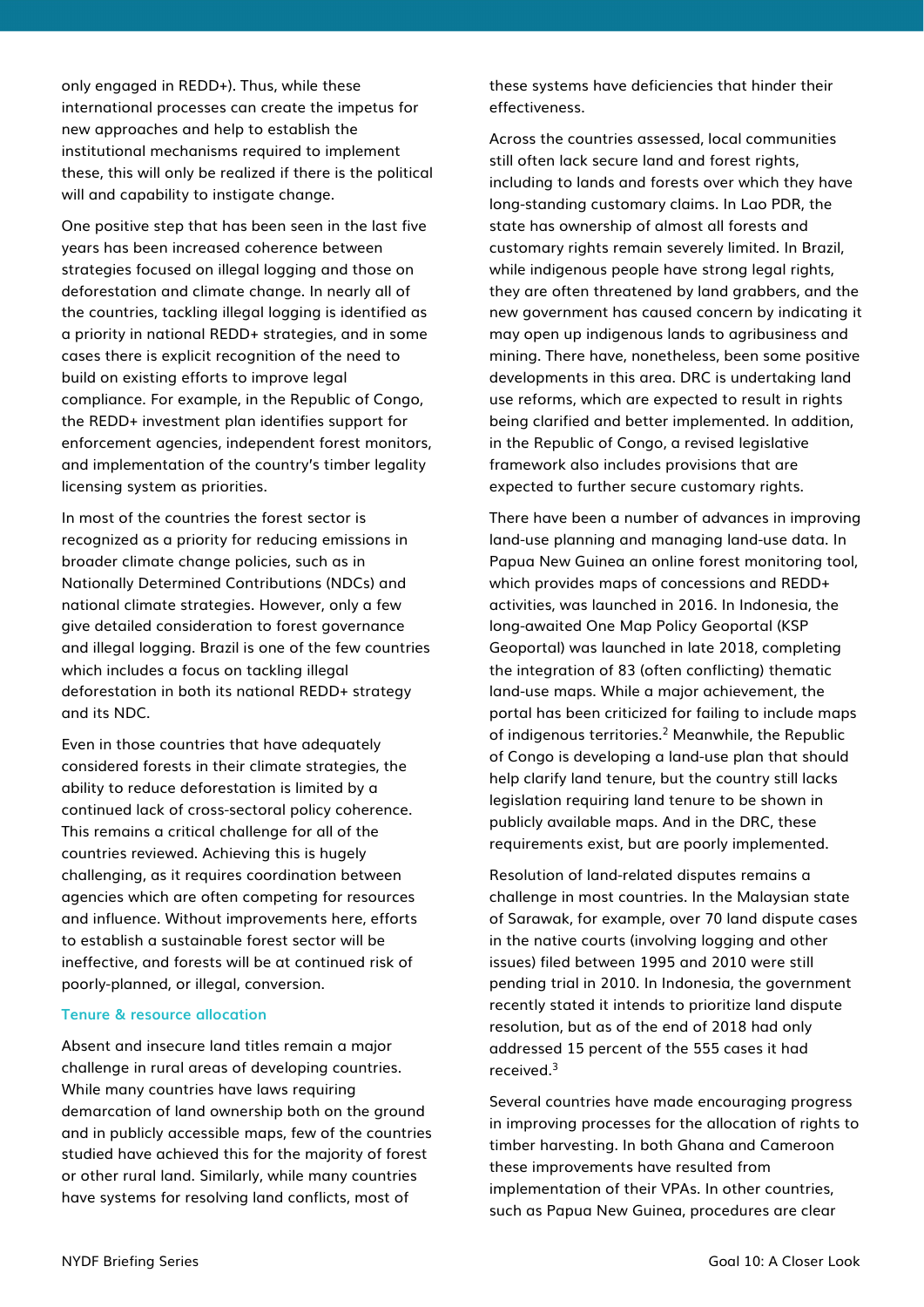only engaged in REDD+). Thus, while these international processes can create the impetus for new approaches and help to establish the institutional mechanisms required to implement these, this will only be realized if there is the political will and capability to instigate change.

One positive step that has been seen in the last five years has been increased coherence between strategies focused on illegal logging and those on deforestation and climate change. In nearly all of the countries, tackling illegal logging is identified as a priority in national REDD+ strategies, and in some cases there is explicit recognition of the need to build on existing efforts to improve legal compliance. For example, in the Republic of Congo, the REDD+ investment plan identifies support for enforcement agencies, independent forest monitors, and implementation of the country's timber legality licensing system as priorities.

In most of the countries the forest sector is recognized as a priority for reducing emissions in broader climate change policies, such as in Nationally Determined Contributions (NDCs) and national climate strategies. However, only a few give detailed consideration to forest governance and illegal logging. Brazil is one of the few countries which includes a focus on tackling illegal deforestation in both its national REDD+ strategy and its NDC.

Even in those countries that have adequately considered forests in their climate strategies, the ability to reduce deforestation is limited by a continued lack of cross-sectoral policy coherence. This remains a critical challenge for all of the countries reviewed. Achieving this is hugely challenging, as it requires coordination between agencies which are often competing for resources and influence. Without improvements here, efforts to establish a sustainable forest sector will be ineffective, and forests will be at continued risk of poorly-planned, or illegal, conversion.

### Tenure & resource allocation

Absent and insecure land titles remain a major challenge in rural areas of developing countries. While many countries have laws requiring demarcation of land ownership both on the ground and in publicly accessible maps, few of the countries studied have achieved this for the majority of forest or other rural land. Similarly, while many countries have systems for resolving land conflicts, most of these systems have deficiencies that hinder their effectiveness.

Across the countries assessed, local communities still often lack secure land and forest rights, including to lands and forests over which they have long-standing customary claims. In Lao PDR, the state has ownership of almost all forests and customary rights remain severely limited. In Brazil, while indigenous people have strong legal rights, they are often threatened by land grabbers, and the new government has caused concern by indicating it may open up indigenous lands to agribusiness and mining. There have, nonetheless, been some positive developments in this area. DRC is undertaking land use reforms, which are expected to result in rights being clarified and better implemented. In addition, in the Republic of Congo, a revised legislative framework also includes provisions that are expected to further secure customary rights.

There have been a number of advances in improving land-use planning and managing land-use data. In Papua New Guinea an online forest monitoring tool, which provides maps of concessions and REDD+ activities, was launched in 2016. In Indonesia, the long-awaited One Map Policy Geoportal (KSP Geoportal) was launched in late 2018, completing the integration of 83 (often conflicting) thematic land-use maps. While a major achievement, the portal has been criticized for failing to include maps of indigenous territories.[2] Meanwhile, the Republic of Congo is developing a land-use plan that should help clarify land tenure, but the country still lacks legislation requiring land tenure to be shown in publicly available maps. And in the DRC, these requirements exist, but are poorly implemented.

Resolution of land-related disputes remains a challenge in most countries. In the Malaysian state of Sarawak, for example, over 70 land dispute cases in the native courts (involving logging and other issues) filed between 1995 and 2010 were still pending trial in 2010. In Indonesia, the government recently stated it intends to prioritize land dispute resolution, but as of the end of 2018 had only addressed 15 percent of the 555 cases it had received.[3]

Several countries have made encouraging progress in improving processes for the allocation of rights to timber harvesting. In both Ghana and Cameroon these improvements have resulted from implementation of their VPAs. In other countries, such as Papua New Guinea, procedures are clear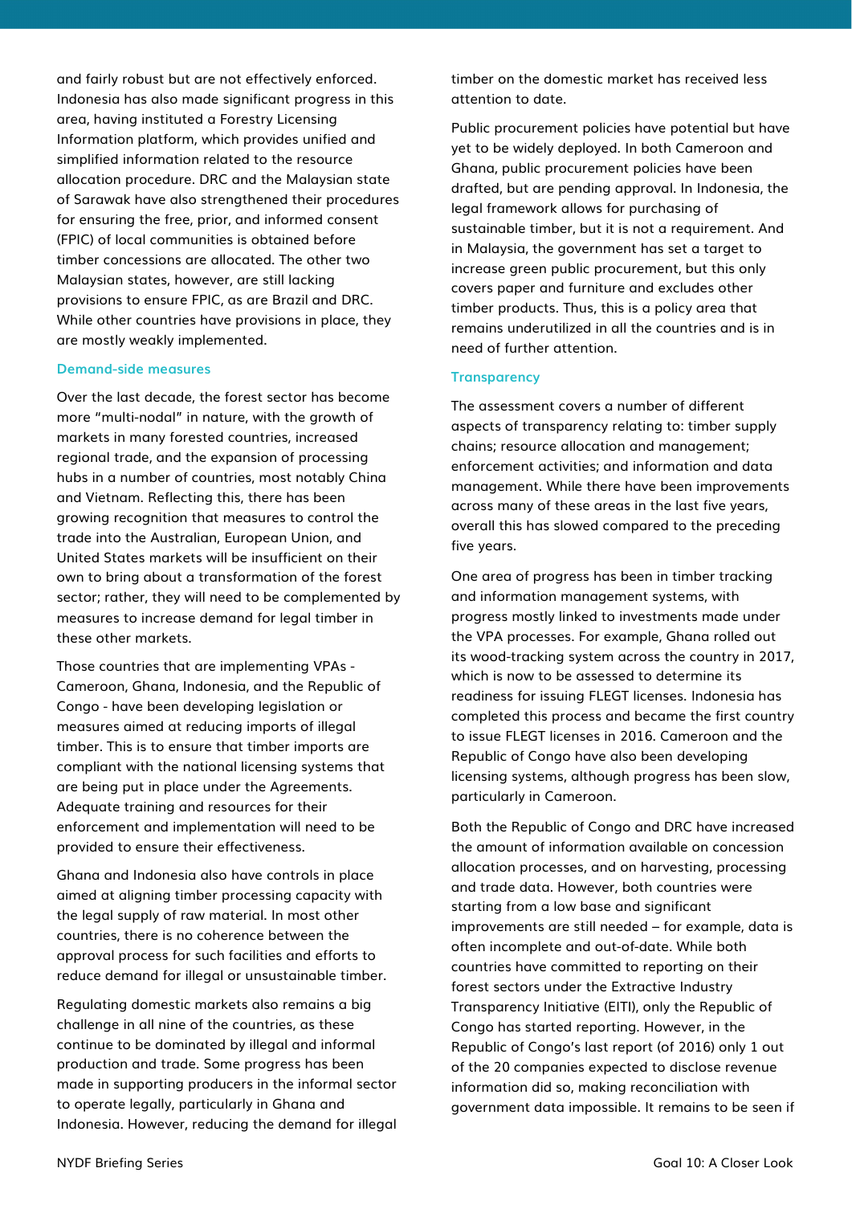and fairly robust but are not effectively enforced. Indonesia has also made significant progress in this area, having instituted a Forestry Licensing Information platform, which provides unified and simplified information related to the resource allocation procedure. DRC and the Malaysian state of Sarawak have also strengthened their procedures for ensuring the free, prior, and informed consent (FPIC) of local communities is obtained before timber concessions are allocated. The other two Malaysian states, however, are still lacking provisions to ensure FPIC, as are Brazil and DRC. While other countries have provisions in place, they are mostly weakly implemented.

### Demand-side measures

Over the last decade, the forest sector has become more "multi-nodal" in nature, with the growth of markets in many forested countries, increased regional trade, and the expansion of processing hubs in a number of countries, most notably China and Vietnam. Reflecting this, there has been growing recognition that measures to control the trade into the Australian, European Union, and United States markets will be insufficient on their own to bring about a transformation of the forest sector; rather, they will need to be complemented by measures to increase demand for legal timber in these other markets.

Those countries that are implementing VPAs - Cameroon, Ghana, Indonesia, and the Republic of Congo - have been developing legislation or measures aimed at reducing imports of illegal timber. This is to ensure that timber imports are compliant with the national licensing systems that are being put in place under the Agreements. Adequate training and resources for their enforcement and implementation will need to be provided to ensure their effectiveness.

Ghana and Indonesia also have controls in place aimed at aligning timber processing capacity with the legal supply of raw material. In most other countries, there is no coherence between the approval process for such facilities and efforts to reduce demand for illegal or unsustainable timber.

Regulating domestic markets also remains a big challenge in all nine of the countries, as these continue to be dominated by illegal and informal production and trade. Some progress has been made in supporting producers in the informal sector to operate legally, particularly in Ghana and Indonesia. However, reducing the demand for illegal timber on the domestic market has received less attention to date.

Public procurement policies have potential but have yet to be widely deployed. In both Cameroon and Ghana, public procurement policies have been drafted, but are pending approval. In Indonesia, the legal framework allows for purchasing of sustainable timber, but it is not a requirement. And in Malaysia, the government has set a target to increase green public procurement, but this only covers paper and furniture and excludes other timber products. Thus, this is a policy area that remains underutilized in all the countries and is in need of further attention.

### Transparency

The assessment covers a number of different aspects of transparency relating to: timber supply chains; resource allocation and management; enforcement activities; and information and data management. While there have been improvements across many of these areas in the last five years, overall this has slowed compared to the preceding five years.

One area of progress has been in timber tracking and information management systems, with progress mostly linked to investments made under the VPA processes. For example, Ghana rolled out its wood-tracking system across the country in 2017, which is now to be assessed to determine its readiness for issuing FLEGT licenses. Indonesia has completed this process and became the first country to issue FLEGT licenses in 2016. Cameroon and the Republic of Congo have also been developing licensing systems, although progress has been slow, particularly in Cameroon.

Both the Republic of Congo and DRC have increased the amount of information available on concession allocation processes, and on harvesting, processing and trade data. However, both countries were starting from a low base and significant improvements are still needed – for example, data is often incomplete and out-of-date. While both countries have committed to reporting on their forest sectors under the Extractive Industry Transparency Initiative (EITI), only the Republic of Congo has started reporting. However, in the Republic of Congo's last report (of 2016) only 1 out of the 20 companies expected to disclose revenue information did so, making reconciliation with government data impossible. It remains to be seen if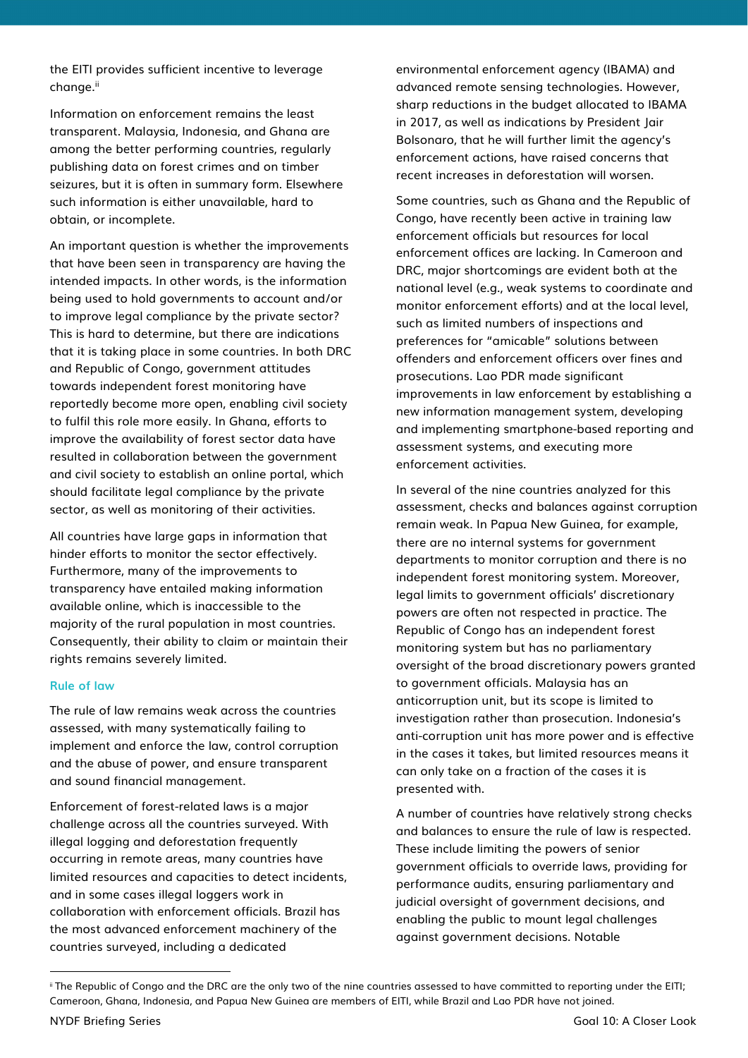the EITI provides sufficient incentive to leverage change.[ii]

Information on enforcement remains the least transparent. Malaysia, Indonesia, and Ghana are among the better performing countries, regularly publishing data on forest crimes and on timber seizures, but it is often in summary form. Elsewhere such information is either unavailable, hard to obtain, or incomplete.

An important question is whether the improvements that have been seen in transparency are having the intended impacts. In other words, is the information being used to hold governments to account and/or to improve legal compliance by the private sector? This is hard to determine, but there are indications that it is taking place in some countries. In both DRC and Republic of Congo, government attitudes towards independent forest monitoring have reportedly become more open, enabling civil society to fulfil this role more easily. In Ghana, efforts to improve the availability of forest sector data have resulted in collaboration between the government and civil society to establish an online portal, which should facilitate legal compliance by the private sector, as well as monitoring of their activities.

All countries have large gaps in information that hinder efforts to monitor the sector effectively. Furthermore, many of the improvements to transparency have entailed making information available online, which is inaccessible to the majority of the rural population in most countries. Consequently, their ability to claim or maintain their rights remains severely limited.

### Rule of law

The rule of law remains weak across the countries assessed, with many systematically failing to implement and enforce the law, control corruption and the abuse of power, and ensure transparent and sound financial management.

Enforcement of forest-related laws is a major challenge across all the countries surveyed. With illegal logging and deforestation frequently occurring in remote areas, many countries have limited resources and capacities to detect incidents, and in some cases illegal loggers work in collaboration with enforcement officials. Brazil has the most advanced enforcement machinery of the countries surveyed, including a dedicated environmental enforcement agency (IBAMA) and advanced remote sensing technologies. However, sharp reductions in the budget allocated to IBAMA in 2017, as well as indications by President Jair Bolsonaro, that he will further limit the agency's enforcement actions, have raised concerns that recent increases in deforestation will worsen.

Some countries, such as Ghana and the Republic of Congo, have recently been active in training law enforcement officials but resources for local enforcement offices are lacking. In Cameroon and DRC, major shortcomings are evident both at the national level (e.g., weak systems to coordinate and monitor enforcement efforts) and at the local level, such as limited numbers of inspections and preferences for "amicable" solutions between offenders and enforcement officers over fines and prosecutions. Lao PDR made significant improvements in law enforcement by establishing a new information management system, developing and implementing smartphone-based reporting and assessment systems, and executing more enforcement activities.

In several of the nine countries analyzed for this assessment, checks and balances against corruption remain weak. In Papua New Guinea, for example, there are no internal systems for government departments to monitor corruption and there is no independent forest monitoring system. Moreover, legal limits to government officials' discretionary powers are often not respected in practice. The Republic of Congo has an independent forest monitoring system but has no parliamentary oversight of the broad discretionary powers granted to government officials. Malaysia has an anticorruption unit, but its scope is limited to investigation rather than prosecution. Indonesia's anti-corruption unit has more power and is effective in the cases it takes, but limited resources means it can only take on a fraction of the cases it is presented with.

A number of countries have relatively strong checks and balances to ensure the rule of law is respected. These include limiting the powers of senior government officials to override laws, providing for performance audits, ensuring parliamentary and judicial oversight of government decisions, and enabling the public to mount legal challenges against government decisions. Notable

---

[ii] The Republic of Congo and the DRC are the only two of the nine countries assessed to have committed to reporting under the EITI; Cameroon, Ghana, Indonesia, and Papua New Guinea are members of EITI, while Brazil and Lao PDR have not joined.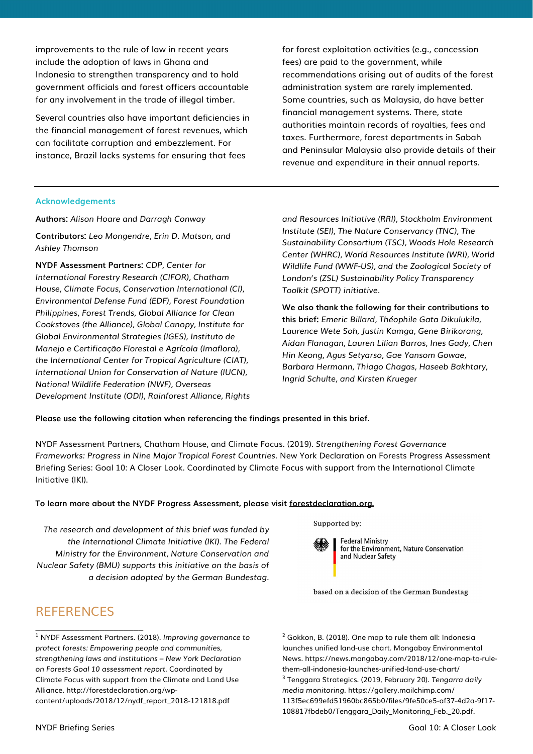improvements to the rule of law in recent years include the adoption of laws in Ghana and Indonesia to strengthen transparency and to hold government officials and forest officers accountable for any involvement in the trade of illegal timber.

Several countries also have important deficiencies in the financial management of forest revenues, which can facilitate corruption and embezzlement. For instance, Brazil lacks systems for ensuring that fees for forest exploitation activities (e.g., concession fees) are paid to the government, while recommendations arising out of audits of the forest administration system are rarely implemented. Some countries, such as Malaysia, do have better financial management systems. There, state authorities maintain records of royalties, fees and taxes. Furthermore, forest departments in Sabah and Peninsular Malaysia also provide details of their revenue and expenditure in their annual reports.

---

### Acknowledgements

**Authors:** *Alison Hoare and Darragh Conway*

**Contributors:** *Leo Mongendre, Erin D. Matson, and Ashley Thomson*

**NYDF Assessment Partners:** *CDP, Center for International Forestry Research (CIFOR), Chatham House, Climate Focus, Conservation International (CI), Environmental Defense Fund (EDF), Forest Foundation Philippines, Forest Trends, Global Alliance for Clean Cookstoves (the Alliance), Global Canopy, Institute for Global Environmental Strategies (IGES), Instituto de Manejo e Certificação Florestal e Agrícola (Imaflora), the International Center for Tropical Agriculture (CIAT), International Union for Conservation of Nature (IUCN), National Wildlife Federation (NWF), Overseas Development Institute (ODI), Rainforest Alliance, Rights and Resources Initiative (RRI), Stockholm Environment Institute (SEI), The Nature Conservancy (TNC), The Sustainability Consortium (TSC), Woods Hole Research Center (WHRC), World Resources Institute (WRI), World Wildlife Fund (WWF-US), and the Zoological Society of London's (ZSL) Sustainability Policy Transparency Toolkit (SPOTT) initiative.*

**We also thank the following for their contributions to this brief:** *Emeric Billard, Théophile Gata Dikulukila, Laurence Wete Soh, Justin Kamga, Gene Birikorang, Aidan Flanagan, Lauren Lilian Barros, Ines Gady, Chen Hin Keong, Agus Setyarso, Gae Yansom Gowae, Barbara Hermann, Thiago Chagas, Haseeb Bakhtary, Ingrid Schulte, and Kirsten Krueger*

**Please use the following citation when referencing the findings presented in this brief.**

NYDF Assessment Partners, Chatham House, and Climate Focus. (2019). *Strengthening Forest Governance Frameworks: Progress in Nine Major Tropical Forest Countries.* New York Declaration on Forests Progress Assessment Briefing Series: Goal 10: A Closer Look. Coordinated by Climate Focus with support from the International Climate Initiative (IKI).

**To learn more about the NYDF Progress Assessment, please visit forestdeclaration.org.**

*The research and development of this brief was funded by the International Climate Initiative (IKI). The Federal Ministry for the Environment, Nature Conservation and Nuclear Safety (BMU) supports this initiative on the basis of a decision adopted by the German Bundestag.*

Supported by:

Federal Ministry for the Environment, Nature Conservation and Nuclear Safety

based on a decision of the German Bundestag

## REFERENCES

[1] NYDF Assessment Partners. (2018). *Improving governance to protect forests: Empowering people and communities, strengthening laws and institutions – New York Declaration on Forests Goal 10 assessment report.* Coordinated by Climate Focus with support from the Climate and Land Use Alliance. http://forestdeclaration.org/wp-content/uploads/2018/12/nydf_report_2018-121818.pdf

[2] Gokkon, B. (2018). One map to rule them all: Indonesia launches unified land-use chart. Mongabay Environmental News. https://news.mongabay.com/2018/12/one-map-to-rule-them-all-indonesia-launches-unified-land-use-chart/

[3] Tenggara Strategics. (2019, February 20). *Tengarra daily media monitoring.* https://gallery.mailchimp.com/113f5ec699efd51960bc865b0/files/9fe50ce5-af37-4d2a-9f17-108817fbdeb0/Tenggara_Daily_Monitoring_Feb._20.pdf.